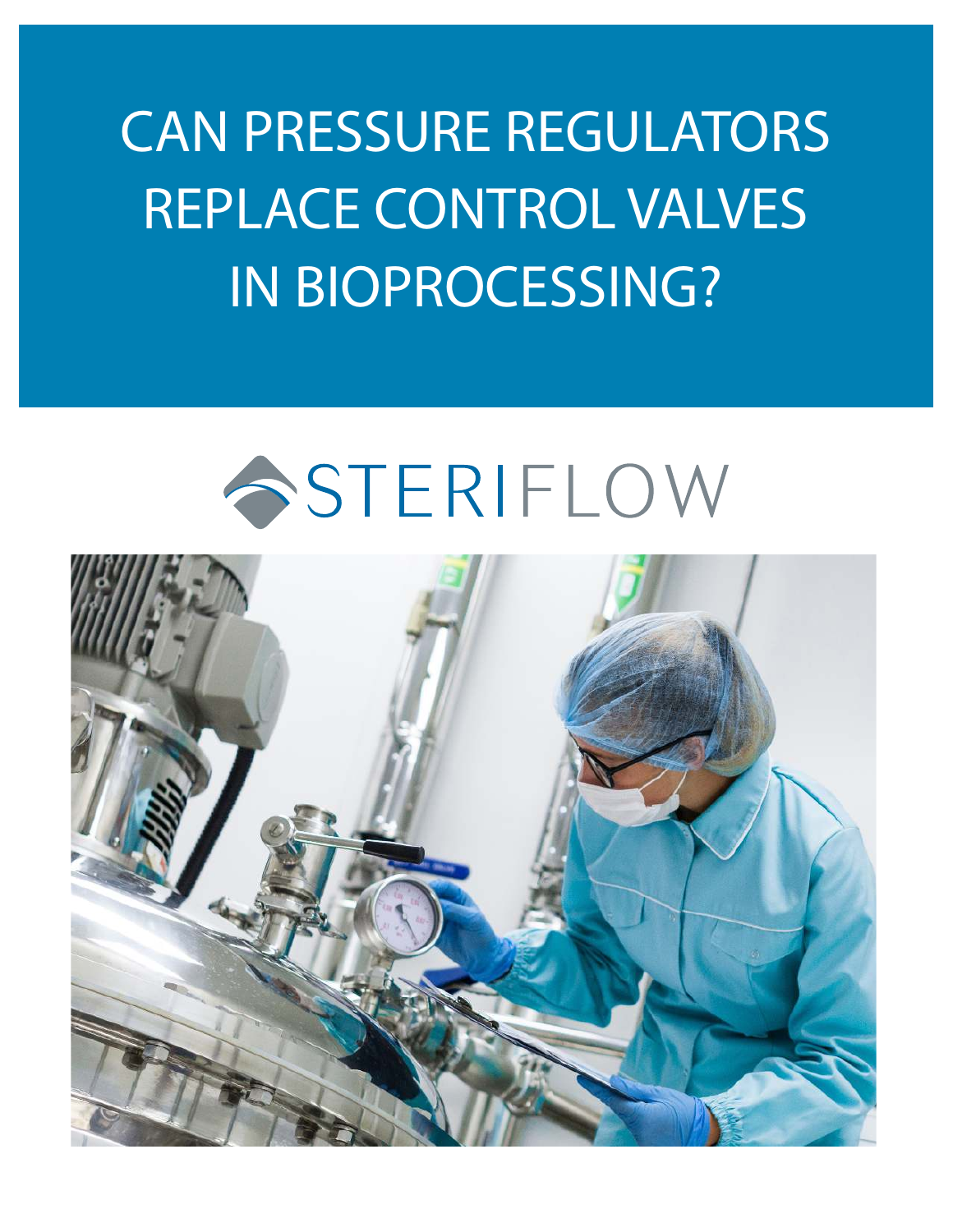# CAN PRESSURE REGULATORS REPLACE CONTROL VALVES IN BIOPROCESSING?

STERIFLOW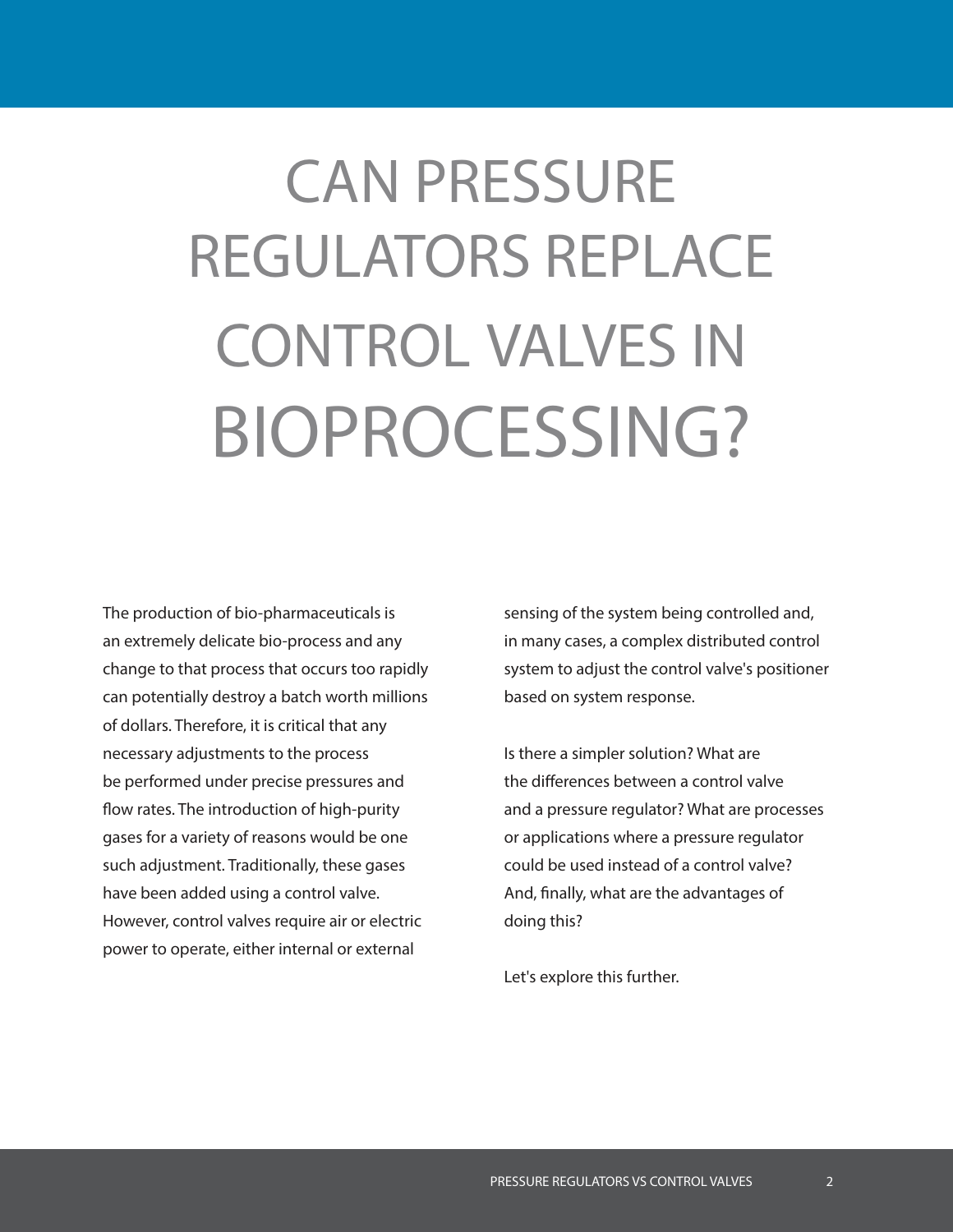# CAN PRESSURE REGULATORS REPLACE CONTROL VALVES IN BIOPROCESSING?

The production of bio-pharmaceuticals is an extremely delicate bio-process and any change to that process that occurs too rapidly can potentially destroy a batch worth millions of dollars. Therefore, it is critical that any necessary adjustments to the process be performed under precise pressures and flow rates. The introduction of high-purity gases for a variety of reasons would be one such adjustment. Traditionally, these gases have been added using a control valve. However, control valves require air or electric power to operate, either internal or external sensing of the system being controlled and, in many cases, a complex distributed control system to adjust the control valve's positioner based on system response.

Is there a simpler solution? What are the differences between a control valve and a pressure regulator? What are processes or applications where a pressure regulator could be used instead of a control valve? And, finally, what are the advantages of doing this?

Let's explore this further.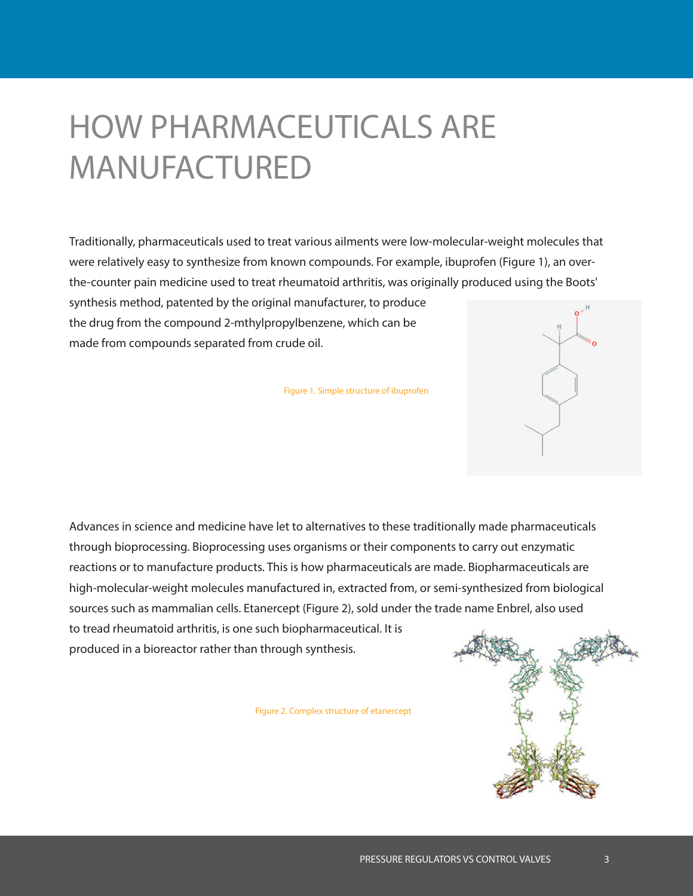# HOW PHARMACEUTICALS ARE MANUFACTURED

Traditionally, pharmaceuticals used to treat various ailments were low-molecular-weight molecules that were relatively easy to synthesize from known compounds. For example, ibuprofen (Figure 1), an over-the-counter pain medicine used to treat rheumatoid arthritis, was originally produced using the Boots' synthesis method, patented by the original manufacturer, to produce the drug from the compound 2-mthylpropylbenzene, which can be made from compounds separated from crude oil.

Figure 1. Simple structure of ibuprofen

Advances in science and medicine have let to alternatives to these traditionally made pharmaceuticals through bioprocessing. Bioprocessing uses organisms or their components to carry out enzymatic reactions or to manufacture products. This is how pharmaceuticals are made. Biopharmaceuticals are high-molecular-weight molecules manufactured in, extracted from, or semi-synthesized from biological sources such as mammalian cells. Etanercept (Figure 2), sold under the trade name Enbrel, also used to tread rheumatoid arthritis, is one such biopharmaceutical. It is produced in a bioreactor rather than through synthesis.

Figure 2. Complex structure of etanercept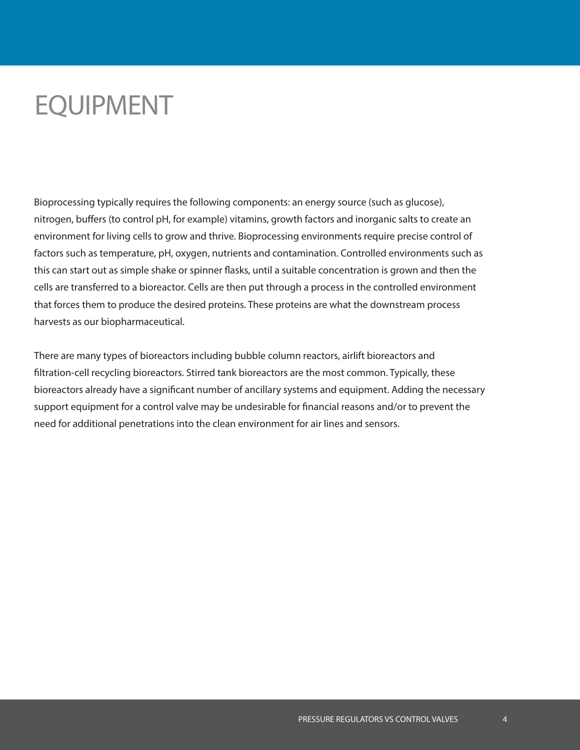# EQUIPMENT

Bioprocessing typically requires the following components: an energy source (such as glucose), nitrogen, buffers (to control pH, for example) vitamins, growth factors and inorganic salts to create an environment for living cells to grow and thrive. Bioprocessing environments require precise control of factors such as temperature, pH, oxygen, nutrients and contamination. Controlled environments such as this can start out as simple shake or spinner flasks, until a suitable concentration is grown and then the cells are transferred to a bioreactor. Cells are then put through a process in the controlled environment that forces them to produce the desired proteins. These proteins are what the downstream process harvests as our biopharmaceutical.

There are many types of bioreactors including bubble column reactors, airlift bioreactors and filtration-cell recycling bioreactors. Stirred tank bioreactors are the most common. Typically, these bioreactors already have a significant number of ancillary systems and equipment. Adding the necessary support equipment for a control valve may be undesirable for financial reasons and/or to prevent the need for additional penetrations into the clean environment for air lines and sensors.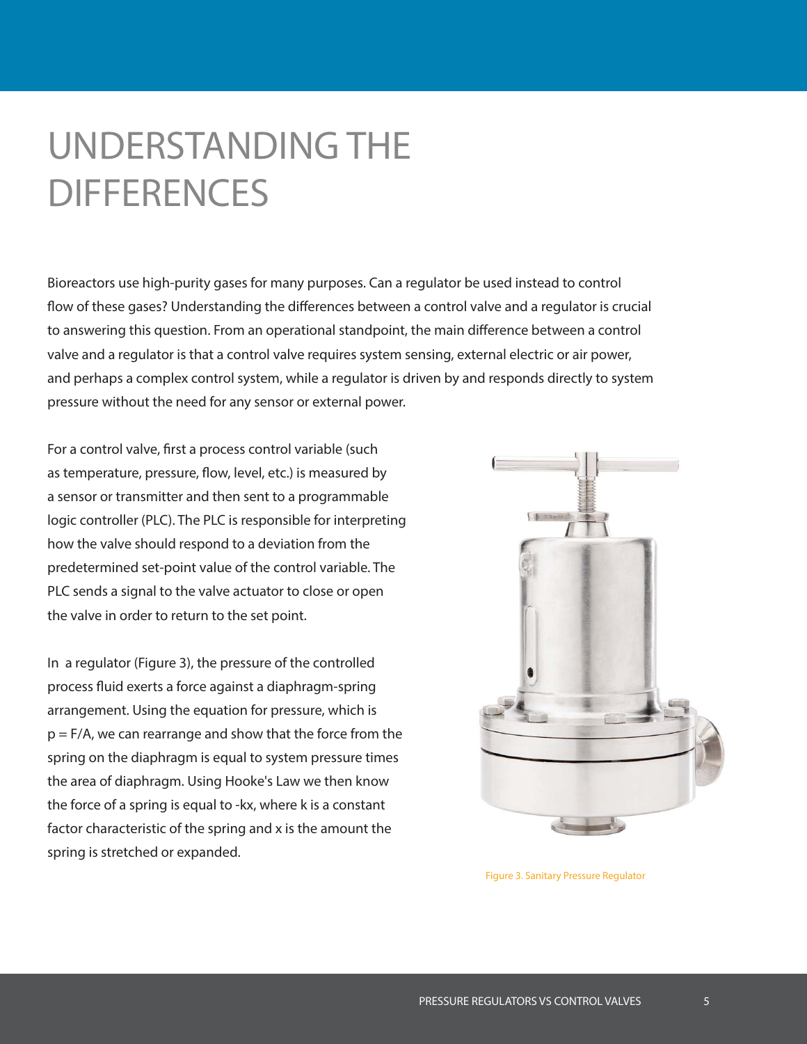# UNDERSTANDING THE DIFFERENCES

Bioreactors use high-purity gases for many purposes. Can a regulator be used instead to control flow of these gases? Understanding the differences between a control valve and a regulator is crucial to answering this question. From an operational standpoint, the main difference between a control valve and a regulator is that a control valve requires system sensing, external electric or air power, and perhaps a complex control system, while a regulator is driven by and responds directly to system pressure without the need for any sensor or external power.

For a control valve, first a process control variable (such as temperature, pressure, flow, level, etc.) is measured by a sensor or transmitter and then sent to a programmable logic controller (PLC). The PLC is responsible for interpreting how the valve should respond to a deviation from the predetermined set-point value of the control variable. The PLC sends a signal to the valve actuator to close or open the valve in order to return to the set point.

In a regulator (Figure 3), the pressure of the controlled process fluid exerts a force against a diaphragm-spring arrangement. Using the equation for pressure, which is $p = F/A$, we can rearrange and show that the force from the spring on the diaphragm is equal to system pressure times the area of diaphragm. Using Hooke's Law we then know the force of a spring is equal to $-kx$, where $k$ is a constant factor characteristic of the spring and $x$ is the amount the spring is stretched or expanded.

Figure 3. Sanitary Pressure Regulator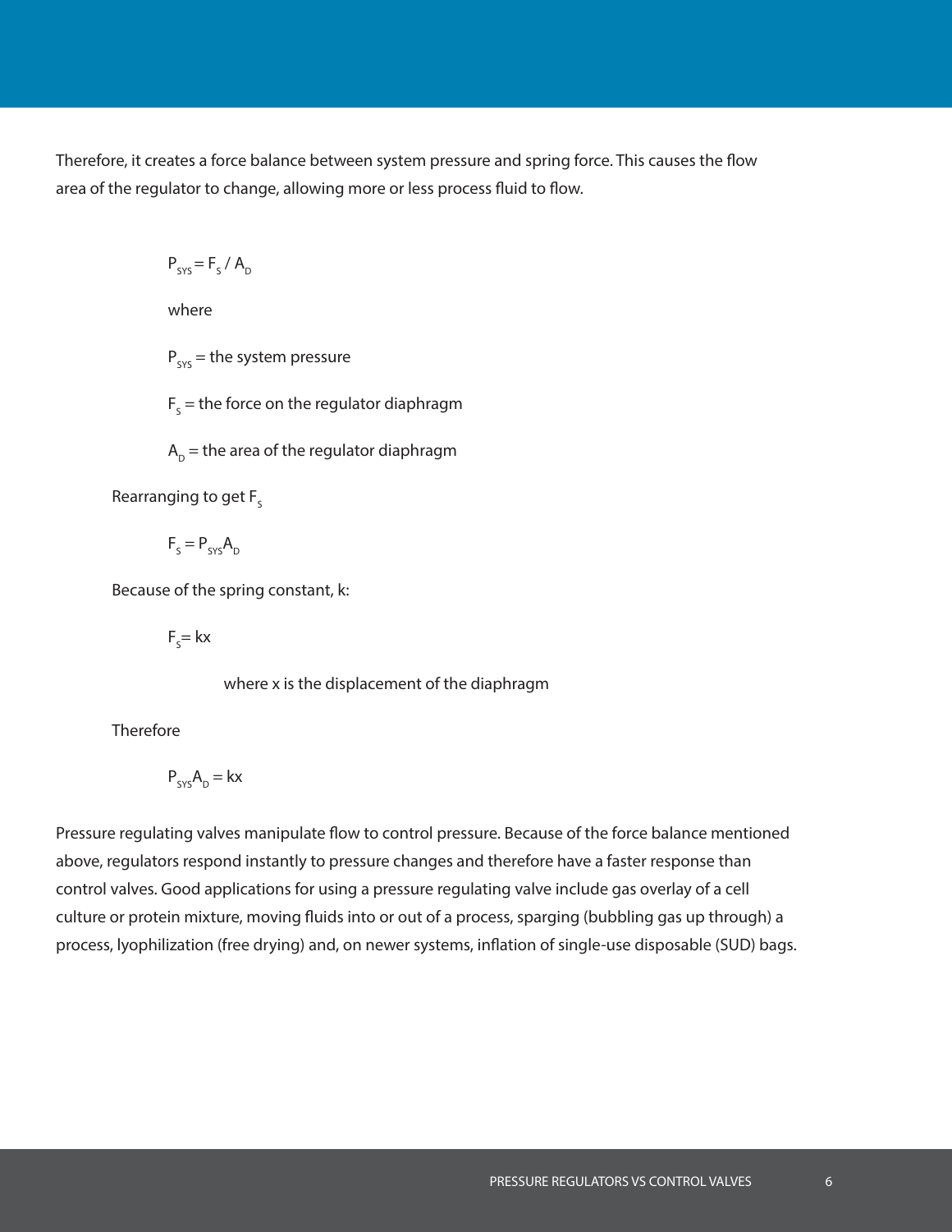Therefore, it creates a force balance between system pressure and spring force. This causes the flow area of the regulator to change, allowing more or less process fluid to flow.

$$P_{SYS} = F_S / A_D$$

where

$P_{SYS}$ = the system pressure

$F_S$ = the force on the regulator diaphragm

$A_D$ = the area of the regulator diaphragm

Rearranging to get $F_S$

$$F_S = P_{SYS} A_D$$

Because of the spring constant, k:

$$F_S = kx$$

where x is the displacement of the diaphragm

Therefore

$$P_{SYS} A_D = kx$$

Pressure regulating valves manipulate flow to control pressure. Because of the force balance mentioned above, regulators respond instantly to pressure changes and therefore have a faster response than control valves. Good applications for using a pressure regulating valve include gas overlay of a cell culture or protein mixture, moving fluids into or out of a process, sparging (bubbling gas up through) a process, lyophilization (free drying) and, on newer systems, inflation of single-use disposable (SUD) bags.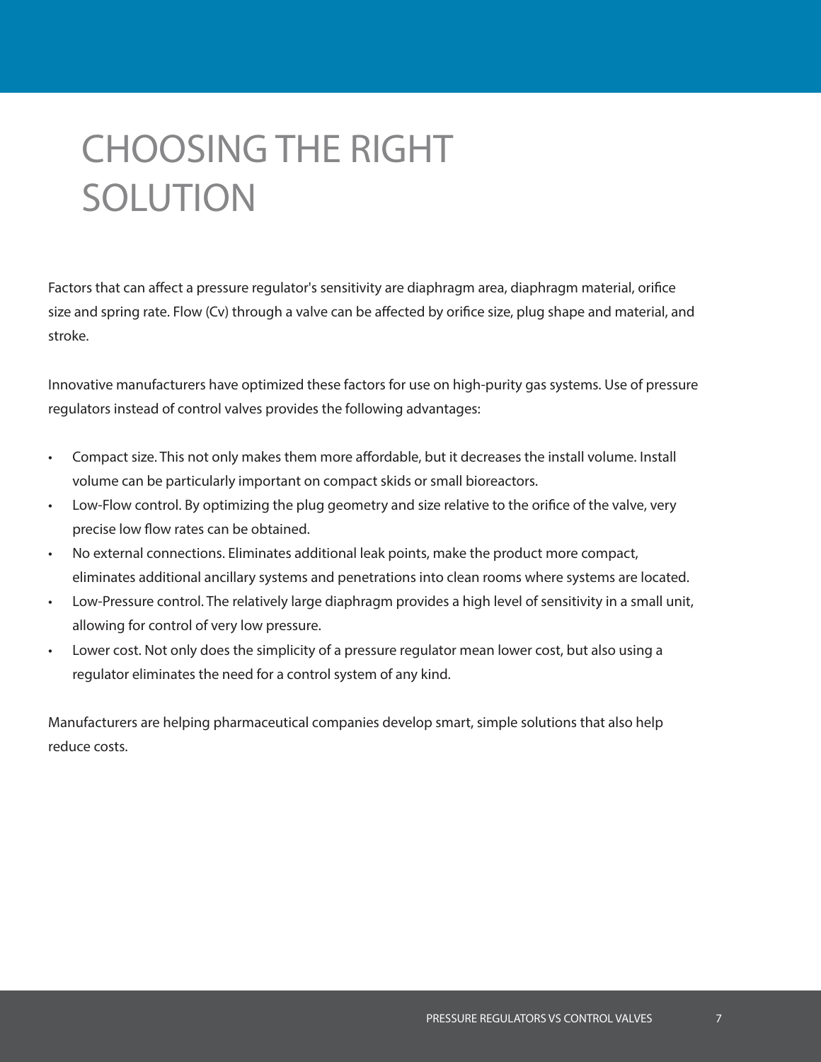# CHOOSING THE RIGHT SOLUTION

Factors that can affect a pressure regulator's sensitivity are diaphragm area, diaphragm material, orifice size and spring rate. Flow (Cv) through a valve can be affected by orifice size, plug shape and material, and stroke.

Innovative manufacturers have optimized these factors for use on high-purity gas systems. Use of pressure regulators instead of control valves provides the following advantages:

- Compact size. This not only makes them more affordable, but it decreases the install volume. Install volume can be particularly important on compact skids or small bioreactors.
- Low-Flow control. By optimizing the plug geometry and size relative to the orifice of the valve, very precise low flow rates can be obtained.
- No external connections. Eliminates additional leak points, make the product more compact, eliminates additional ancillary systems and penetrations into clean rooms where systems are located.
- Low-Pressure control. The relatively large diaphragm provides a high level of sensitivity in a small unit, allowing for control of very low pressure.
- Lower cost. Not only does the simplicity of a pressure regulator mean lower cost, but also using a regulator eliminates the need for a control system of any kind.

Manufacturers are helping pharmaceutical companies develop smart, simple solutions that also help reduce costs.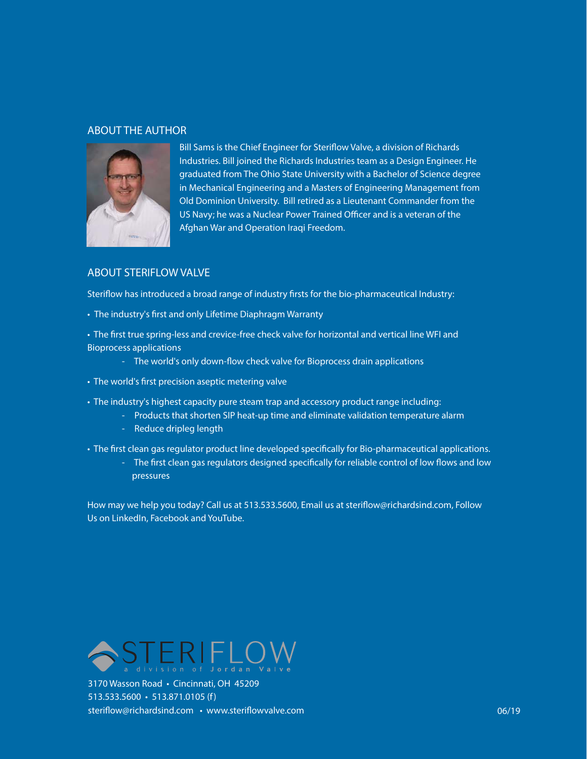## ABOUT THE AUTHOR

Bill Sams is the Chief Engineer for Steriflow Valve, a division of Richards Industries. Bill joined the Richards Industries team as a Design Engineer. He graduated from The Ohio State University with a Bachelor of Science degree in Mechanical Engineering and a Masters of Engineering Management from Old Dominion University. Bill retired as a Lieutenant Commander from the US Navy; he was a Nuclear Power Trained Officer and is a veteran of the Afghan War and Operation Iraqi Freedom.

## ABOUT STERIFLOW VALVE

Steriflow has introduced a broad range of industry firsts for the bio-pharmaceutical Industry:

- The industry's first and only Lifetime Diaphragm Warranty
- The first true spring-less and crevice-free check valve for horizontal and vertical line WFI and Bioprocess applications
  - The world's only down-flow check valve for Bioprocess drain applications
- The world's first precision aseptic metering valve
- The industry's highest capacity pure steam trap and accessory product range including:
  - Products that shorten SIP heat-up time and eliminate validation temperature alarm
  - Reduce dripleg length
- The first clean gas regulator product line developed specifically for Bio-pharmaceutical applications.
  - The first clean gas regulators designed specifically for reliable control of low flows and low pressures

How may we help you today? Call us at 513.533.5600, Email us at steriflow@richardsind.com, Follow Us on LinkedIn, Facebook and YouTube.

STERIFLOW
a division of Jordan Valve

3170 Wasson Road • Cincinnati, OH 45209
513.533.5600 • 513.871.0105 (f)
steriflow@richardsind.com • www.steriflowvalve.com

06/19